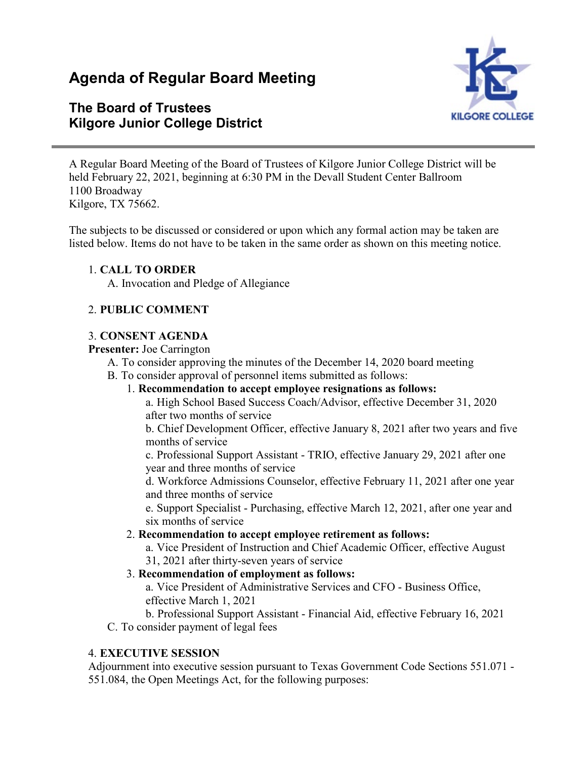# Agenda of Regular Board Meeting

## The Board of Trustees
## Kilgore Junior College District

A Regular Board Meeting of the Board of Trustees of Kilgore Junior College District will be held February 22, 2021, beginning at 6:30 PM in the Devall Student Center Ballroom
1100 Broadway
Kilgore, TX 75662.

The subjects to be discussed or considered or upon which any formal action may be taken are listed below. Items do not have to be taken in the same order as shown on this meeting notice.

1. **CALL TO ORDER**
   A. Invocation and Pledge of Allegiance

2. **PUBLIC COMMENT**

3. **CONSENT AGENDA**

**Presenter:** Joe Carrington

   A. To consider approving the minutes of the December 14, 2020 board meeting
   B. To consider approval of personnel items submitted as follows:
      1. **Recommendation to accept employee resignations as follows:**
         a. High School Based Success Coach/Advisor, effective December 31, 2020 after two months of service
         b. Chief Development Officer, effective January 8, 2021 after two years and five months of service
         c. Professional Support Assistant - TRIO, effective January 29, 2021 after one year and three months of service
         d. Workforce Admissions Counselor, effective February 11, 2021 after one year and three months of service
         e. Support Specialist - Purchasing, effective March 12, 2021, after one year and six months of service
      2. **Recommendation to accept employee retirement as follows:**
         a. Vice President of Instruction and Chief Academic Officer, effective August 31, 2021 after thirty-seven years of service
      3. **Recommendation of employment as follows:**
         a. Vice President of Administrative Services and CFO - Business Office, effective March 1, 2021
         b. Professional Support Assistant - Financial Aid, effective February 16, 2021
   C. To consider payment of legal fees

4. **EXECUTIVE SESSION**

Adjournment into executive session pursuant to Texas Government Code Sections 551.071 - 551.084, the Open Meetings Act, for the following purposes: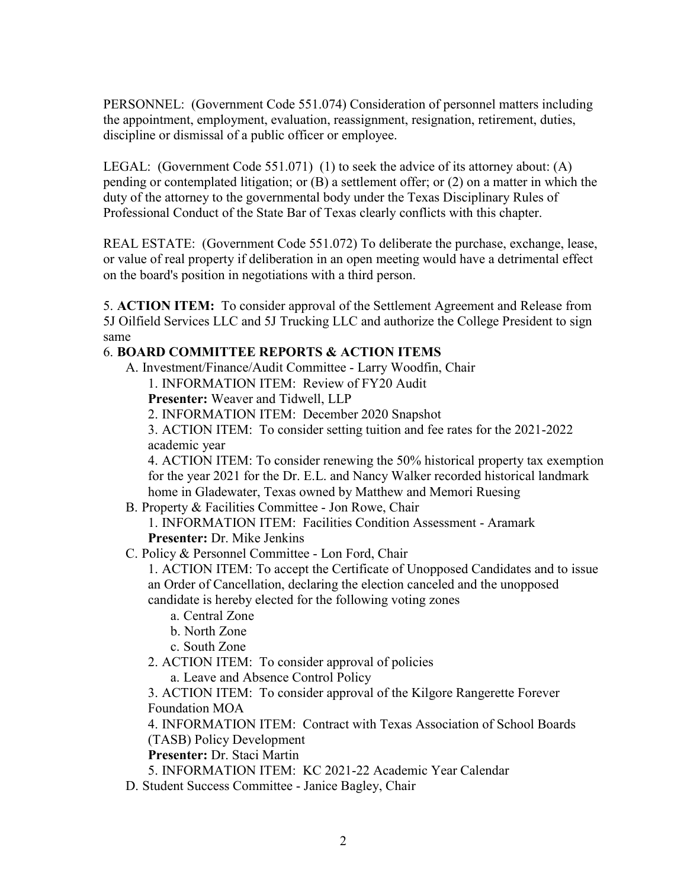PERSONNEL: (Government Code 551.074) Consideration of personnel matters including the appointment, employment, evaluation, reassignment, resignation, retirement, duties, discipline or dismissal of a public officer or employee.

LEGAL: (Government Code 551.071) (1) to seek the advice of its attorney about: (A) pending or contemplated litigation; or (B) a settlement offer; or (2) on a matter in which the duty of the attorney to the governmental body under the Texas Disciplinary Rules of Professional Conduct of the State Bar of Texas clearly conflicts with this chapter.

REAL ESTATE: (Government Code 551.072) To deliberate the purchase, exchange, lease, or value of real property if deliberation in an open meeting would have a detrimental effect on the board's position in negotiations with a third person.

5. **ACTION ITEM:** To consider approval of the Settlement Agreement and Release from 5J Oilfield Services LLC and 5J Trucking LLC and authorize the College President to sign same

6. **BOARD COMMITTEE REPORTS & ACTION ITEMS**

- A. Investment/Finance/Audit Committee - Larry Woodfin, Chair
  1. INFORMATION ITEM: Review of FY20 Audit
     **Presenter:** Weaver and Tidwell, LLP
  2. INFORMATION ITEM: December 2020 Snapshot
  3. ACTION ITEM: To consider setting tuition and fee rates for the 2021-2022 academic year
  4. ACTION ITEM: To consider renewing the 50% historical property tax exemption for the year 2021 for the Dr. E.L. and Nancy Walker recorded historical landmark home in Gladewater, Texas owned by Matthew and Memori Ruesing
- B. Property & Facilities Committee - Jon Rowe, Chair
  1. INFORMATION ITEM: Facilities Condition Assessment - Aramark
     **Presenter:** Dr. Mike Jenkins
- C. Policy & Personnel Committee - Lon Ford, Chair
  1. ACTION ITEM: To accept the Certificate of Unopposed Candidates and to issue an Order of Cancellation, declaring the election canceled and the unopposed candidate is hereby elected for the following voting zones
     - a. Central Zone
     - b. North Zone
     - c. South Zone
  2. ACTION ITEM: To consider approval of policies
     - a. Leave and Absence Control Policy
  3. ACTION ITEM: To consider approval of the Kilgore Rangerette Forever Foundation MOA
  4. INFORMATION ITEM: Contract with Texas Association of School Boards (TASB) Policy Development
     **Presenter:** Dr. Staci Martin
  5. INFORMATION ITEM: KC 2021-22 Academic Year Calendar
- D. Student Success Committee - Janice Bagley, Chair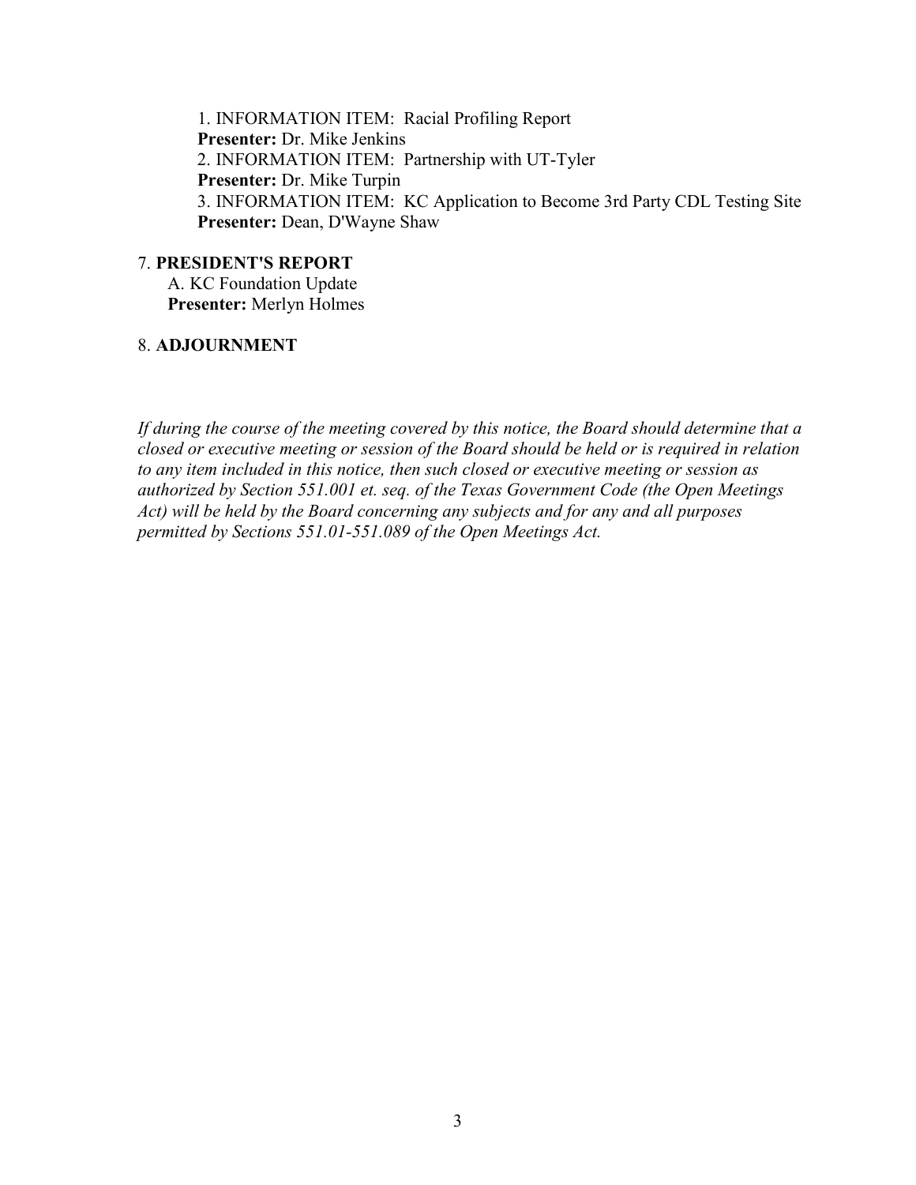1. INFORMATION ITEM: Racial Profiling Report
   **Presenter:** Dr. Mike Jenkins
2. INFORMATION ITEM: Partnership with UT-Tyler
   **Presenter:** Dr. Mike Turpin
3. INFORMATION ITEM: KC Application to Become 3rd Party CDL Testing Site
   **Presenter:** Dean, D'Wayne Shaw

7. **PRESIDENT'S REPORT**

   A. KC Foundation Update
   **Presenter:** Merlyn Holmes

8. **ADJOURNMENT**

*If during the course of the meeting covered by this notice, the Board should determine that a closed or executive meeting or session of the Board should be held or is required in relation to any item included in this notice, then such closed or executive meeting or session as authorized by Section 551.001 et. seq. of the Texas Government Code (the Open Meetings Act) will be held by the Board concerning any subjects and for any and all purposes permitted by Sections 551.01-551.089 of the Open Meetings Act.*